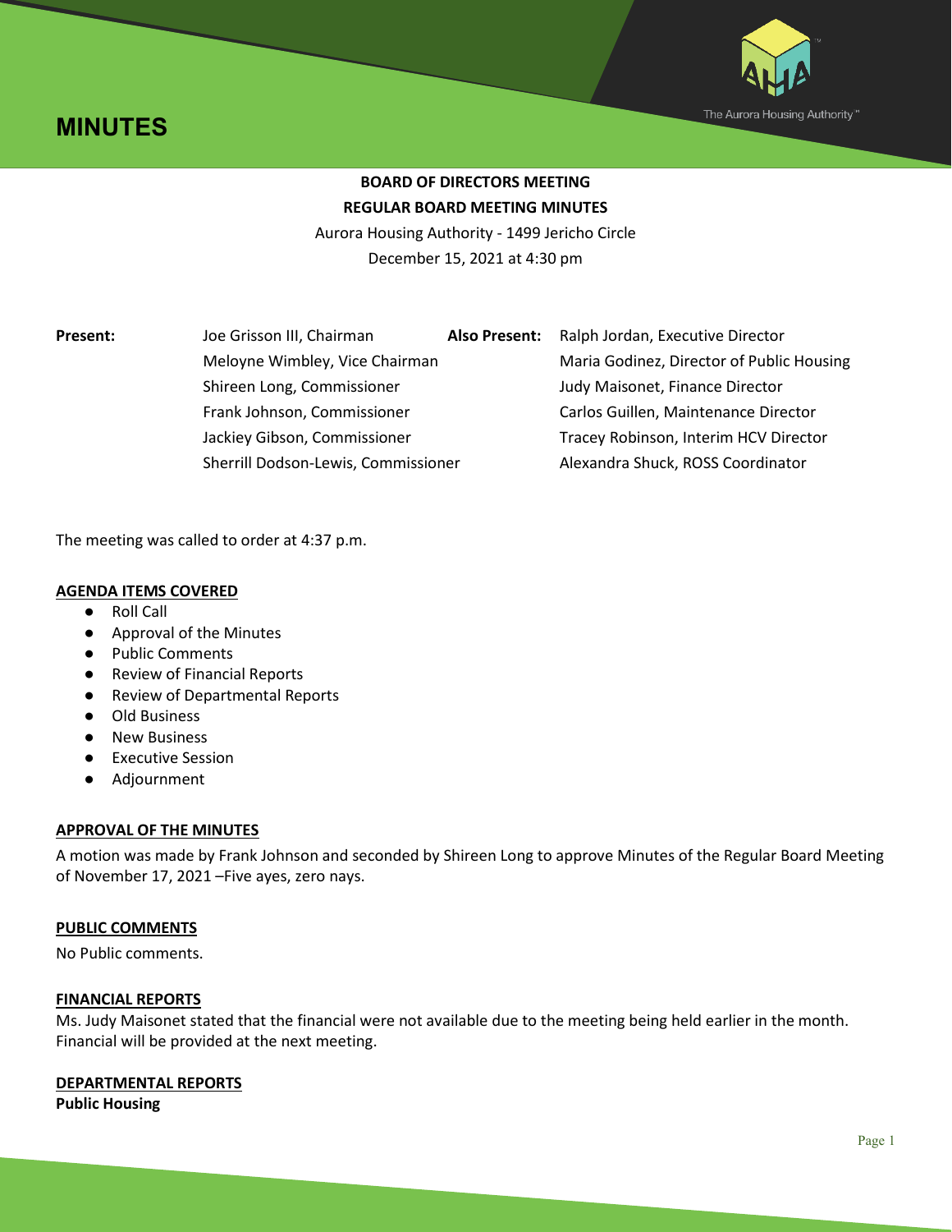# MINUTES

**BOARD OF DIRECTORS MEETING**
**REGULAR BOARD MEETING MINUTES**
Aurora Housing Authority - 1499 Jericho Circle
December 15, 2021 at 4:30 pm

| **Present:** | | **Also Present:** |
|---|---|---|
| | Joe Grisson III, Chairman | Ralph Jordan, Executive Director |
| | Meloyne Wimbley, Vice Chairman | Maria Godinez, Director of Public Housing |
| | Shireen Long, Commissioner | Judy Maisonet, Finance Director |
| | Frank Johnson, Commissioner | Carlos Guillen, Maintenance Director |
| | Jackiey Gibson, Commissioner | Tracey Robinson, Interim HCV Director |
| | Sherrill Dodson-Lewis, Commissioner | Alexandra Shuck, ROSS Coordinator |

The meeting was called to order at 4:37 p.m.

**AGENDA ITEMS COVERED**

- Roll Call
- Approval of the Minutes
- Public Comments
- Review of Financial Reports
- Review of Departmental Reports
- Old Business
- New Business
- Executive Session
- Adjournment

**APPROVAL OF THE MINUTES**

A motion was made by Frank Johnson and seconded by Shireen Long to approve Minutes of the Regular Board Meeting of November 17, 2021 –Five ayes, zero nays.

**PUBLIC COMMENTS**

No Public comments.

**FINANCIAL REPORTS**

Ms. Judy Maisonet stated that the financial were not available due to the meeting being held earlier in the month. Financial will be provided at the next meeting.

**DEPARTMENTAL REPORTS**

**Public Housing**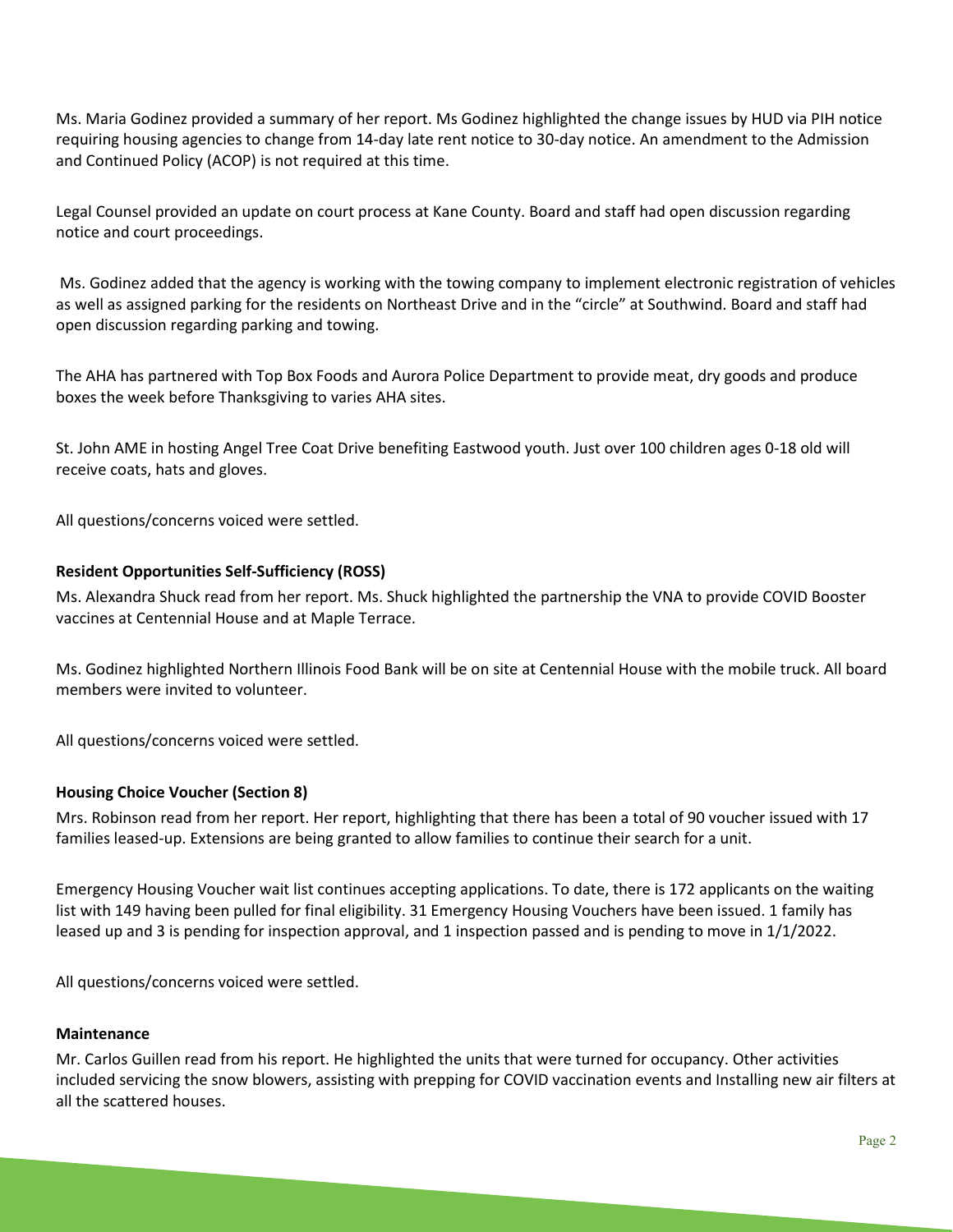Ms. Maria Godinez provided a summary of her report. Ms Godinez highlighted the change issues by HUD via PIH notice requiring housing agencies to change from 14-day late rent notice to 30-day notice. An amendment to the Admission and Continued Policy (ACOP) is not required at this time.

Legal Counsel provided an update on court process at Kane County. Board and staff had open discussion regarding notice and court proceedings.

Ms. Godinez added that the agency is working with the towing company to implement electronic registration of vehicles as well as assigned parking for the residents on Northeast Drive and in the "circle" at Southwind. Board and staff had open discussion regarding parking and towing.

The AHA has partnered with Top Box Foods and Aurora Police Department to provide meat, dry goods and produce boxes the week before Thanksgiving to varies AHA sites.

St. John AME in hosting Angel Tree Coat Drive benefiting Eastwood youth. Just over 100 children ages 0-18 old will receive coats, hats and gloves.

All questions/concerns voiced were settled.

**Resident Opportunities Self-Sufficiency (ROSS)**

Ms. Alexandra Shuck read from her report. Ms. Shuck highlighted the partnership the VNA to provide COVID Booster vaccines at Centennial House and at Maple Terrace.

Ms. Godinez highlighted Northern Illinois Food Bank will be on site at Centennial House with the mobile truck. All board members were invited to volunteer.

All questions/concerns voiced were settled.

**Housing Choice Voucher (Section 8)**

Mrs. Robinson read from her report. Her report, highlighting that there has been a total of 90 voucher issued with 17 families leased-up. Extensions are being granted to allow families to continue their search for a unit.

Emergency Housing Voucher wait list continues accepting applications. To date, there is 172 applicants on the waiting list with 149 having been pulled for final eligibility. 31 Emergency Housing Vouchers have been issued. 1 family has leased up and 3 is pending for inspection approval, and 1 inspection passed and is pending to move in 1/1/2022.

All questions/concerns voiced were settled.

**Maintenance**

Mr. Carlos Guillen read from his report. He highlighted the units that were turned for occupancy. Other activities included servicing the snow blowers, assisting with prepping for COVID vaccination events and Installing new air filters at all the scattered houses.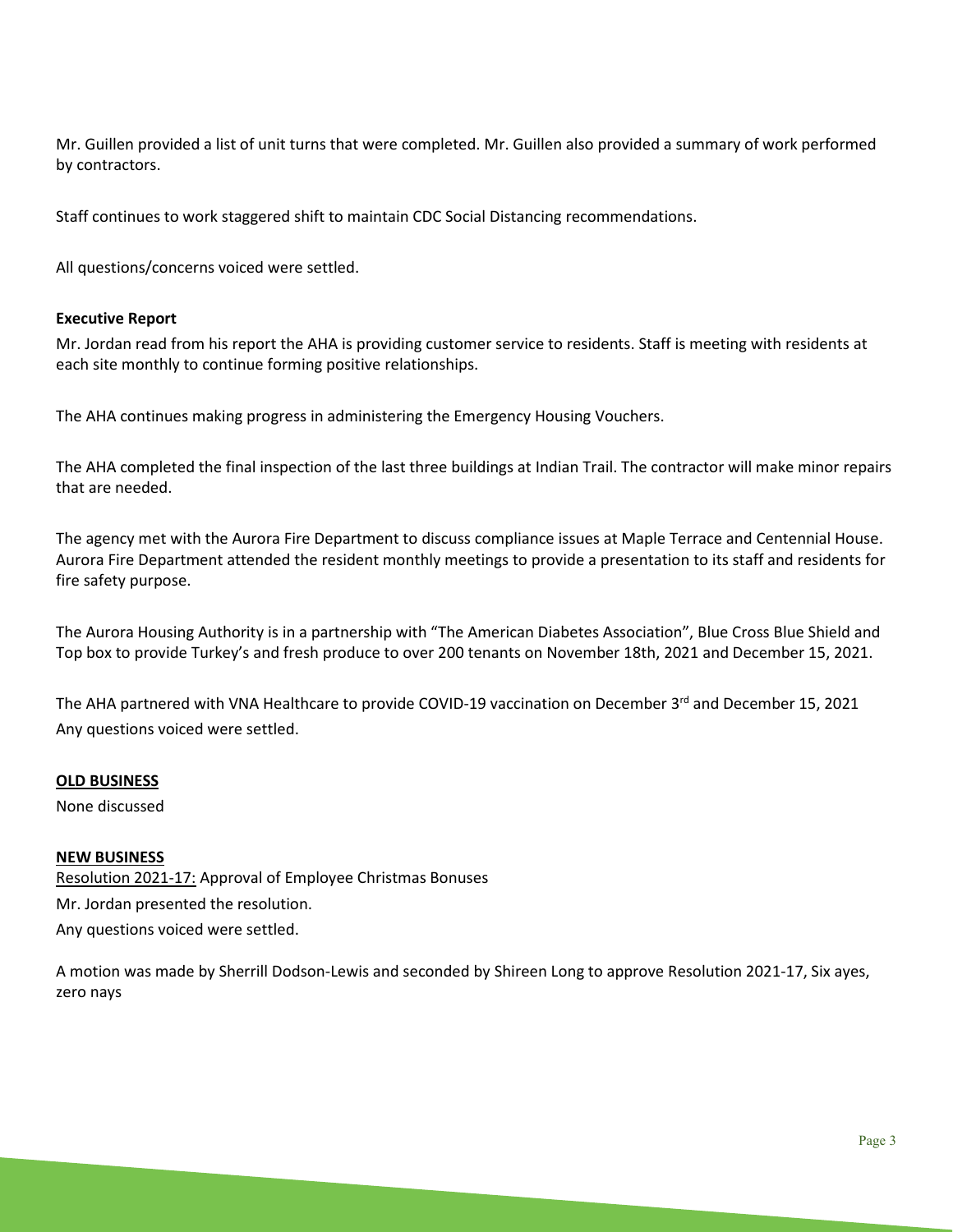Mr. Guillen provided a list of unit turns that were completed. Mr. Guillen also provided a summary of work performed by contractors.

Staff continues to work staggered shift to maintain CDC Social Distancing recommendations.

All questions/concerns voiced were settled.

**Executive Report**

Mr. Jordan read from his report the AHA is providing customer service to residents. Staff is meeting with residents at each site monthly to continue forming positive relationships.

The AHA continues making progress in administering the Emergency Housing Vouchers.

The AHA completed the final inspection of the last three buildings at Indian Trail. The contractor will make minor repairs that are needed.

The agency met with the Aurora Fire Department to discuss compliance issues at Maple Terrace and Centennial House. Aurora Fire Department attended the resident monthly meetings to provide a presentation to its staff and residents for fire safety purpose.

The Aurora Housing Authority is in a partnership with "The American Diabetes Association", Blue Cross Blue Shield and Top box to provide Turkey's and fresh produce to over 200 tenants on November 18th, 2021 and December 15, 2021.

The AHA partnered with VNA Healthcare to provide COVID-19 vaccination on December 3rd and December 15, 2021
Any questions voiced were settled.

**OLD BUSINESS**

None discussed

**NEW BUSINESS**

Resolution 2021-17: Approval of Employee Christmas Bonuses

Mr. Jordan presented the resolution.

Any questions voiced were settled.

A motion was made by Sherrill Dodson-Lewis and seconded by Shireen Long to approve Resolution 2021-17, Six ayes, zero nays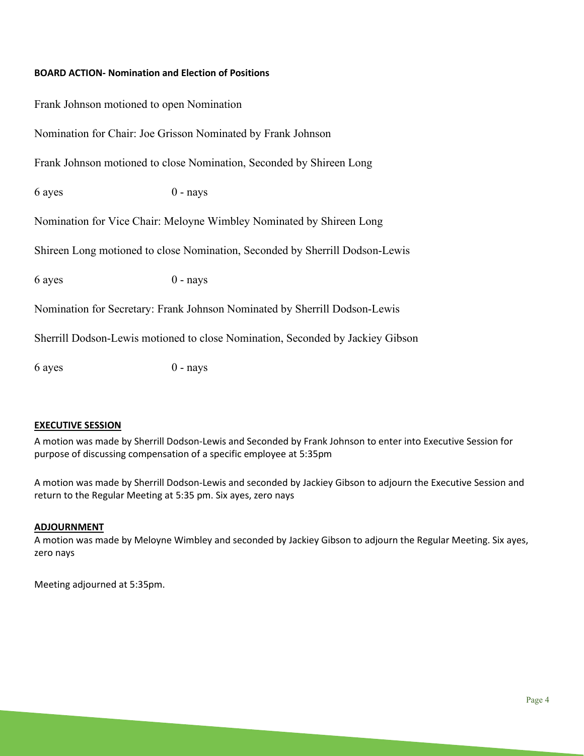**BOARD ACTION- Nomination and Election of Positions**

Frank Johnson motioned to open Nomination

Nomination for Chair: Joe Grisson Nominated by Frank Johnson

Frank Johnson motioned to close Nomination, Seconded by Shireen Long

6 ayes 0 - nays

Nomination for Vice Chair: Meloyne Wimbley Nominated by Shireen Long

Shireen Long motioned to close Nomination, Seconded by Sherrill Dodson-Lewis

6 ayes 0 - nays

Nomination for Secretary: Frank Johnson Nominated by Sherrill Dodson-Lewis

Sherrill Dodson-Lewis motioned to close Nomination, Seconded by Jackiey Gibson

6 ayes 0 - nays

## EXECUTIVE SESSION

A motion was made by Sherrill Dodson-Lewis and Seconded by Frank Johnson to enter into Executive Session for purpose of discussing compensation of a specific employee at 5:35pm

A motion was made by Sherrill Dodson-Lewis and seconded by Jackiey Gibson to adjourn the Executive Session and return to the Regular Meeting at 5:35 pm. Six ayes, zero nays

## ADJOURNMENT

A motion was made by Meloyne Wimbley and seconded by Jackiey Gibson to adjourn the Regular Meeting. Six ayes, zero nays

Meeting adjourned at 5:35pm.